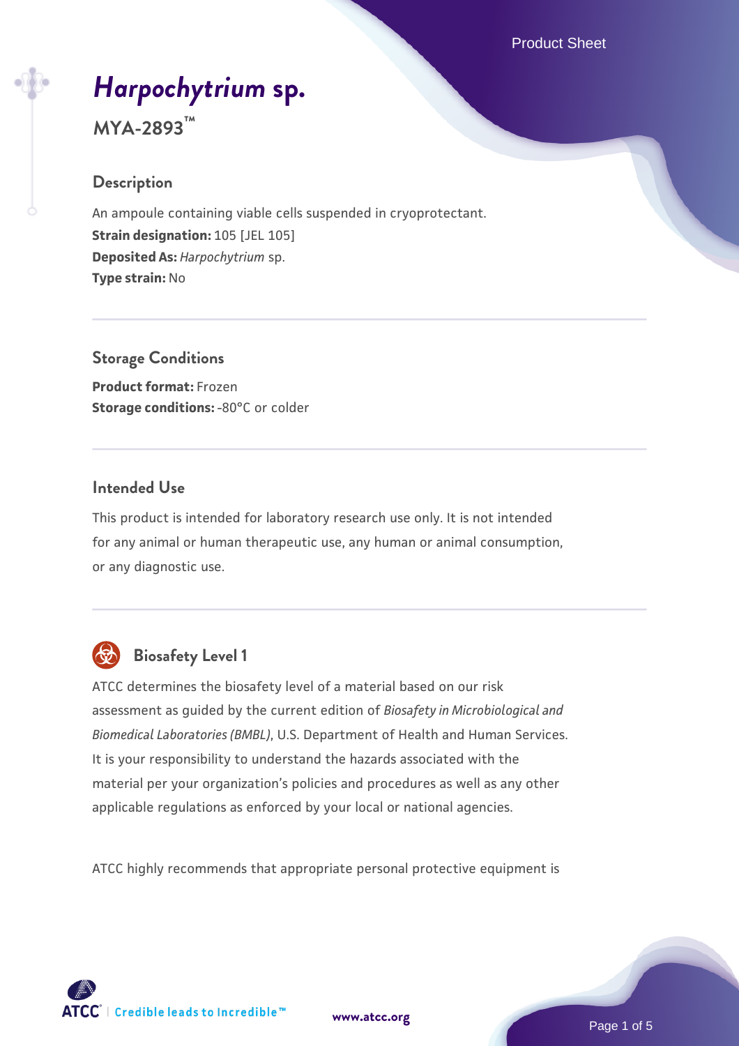# *Harpochytrium* sp.

**MYA-2893™**

## Description

An ampoule containing viable cells suspended in cryoprotectant.
**Strain designation:** 105 [JEL 105]
**Deposited As:** *Harpochytrium* sp.
**Type strain:** No

## Storage Conditions

**Product format:** Frozen
**Storage conditions:** -80°C or colder

## Intended Use

This product is intended for laboratory research use only. It is not intended for any animal or human therapeutic use, any human or animal consumption, or any diagnostic use.

## Biosafety Level 1

ATCC determines the biosafety level of a material based on our risk assessment as guided by the current edition of *Biosafety in Microbiological and Biomedical Laboratories (BMBL)*, U.S. Department of Health and Human Services. It is your responsibility to understand the hazards associated with the material per your organization's policies and procedures as well as any other applicable regulations as enforced by your local or national agencies.

ATCC highly recommends that appropriate personal protective equipment is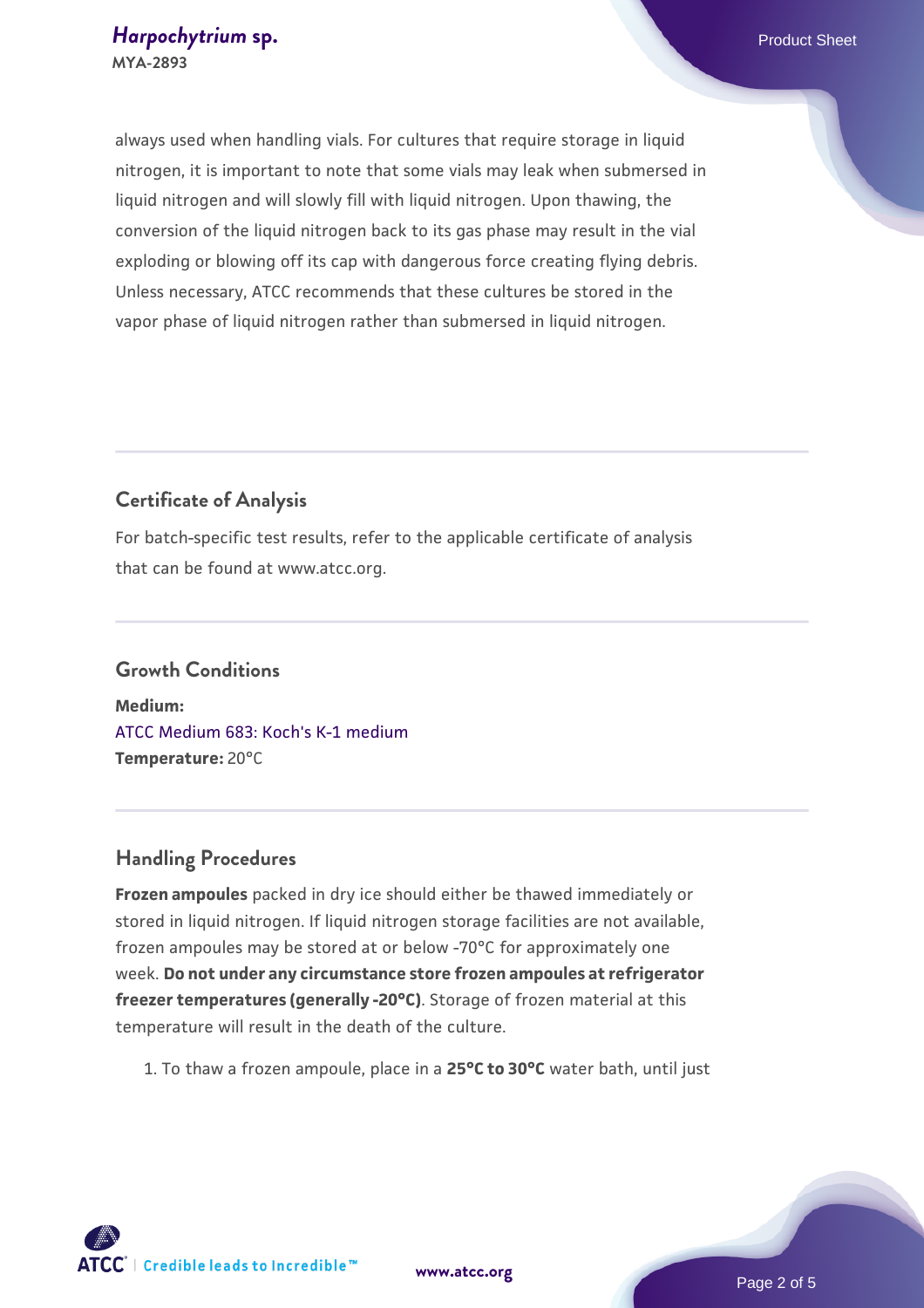always used when handling vials. For cultures that require storage in liquid nitrogen, it is important to note that some vials may leak when submersed in liquid nitrogen and will slowly fill with liquid nitrogen. Upon thawing, the conversion of the liquid nitrogen back to its gas phase may result in the vial exploding or blowing off its cap with dangerous force creating flying debris. Unless necessary, ATCC recommends that these cultures be stored in the vapor phase of liquid nitrogen rather than submersed in liquid nitrogen.

## Certificate of Analysis

For batch-specific test results, refer to the applicable certificate of analysis that can be found at www.atcc.org.

## Growth Conditions

**Medium:**
ATCC Medium 683: Koch's K-1 medium
**Temperature:** 20°C

## Handling Procedures

**Frozen ampoules** packed in dry ice should either be thawed immediately or stored in liquid nitrogen. If liquid nitrogen storage facilities are not available, frozen ampoules may be stored at or below -70°C for approximately one week. **Do not under any circumstance store frozen ampoules at refrigerator freezer temperatures (generally -20°C)**. Storage of frozen material at this temperature will result in the death of the culture.

1. To thaw a frozen ampoule, place in a **25°C to 30°C** water bath, until just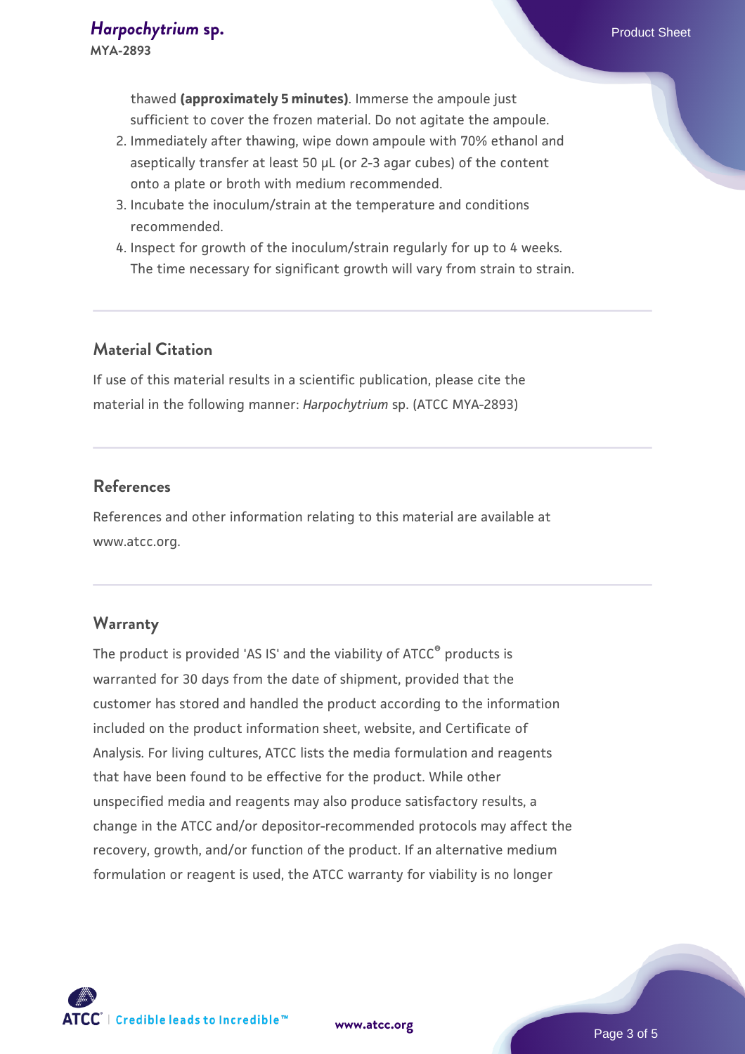thawed **(approximately 5 minutes)**. Immerse the ampoule just sufficient to cover the frozen material. Do not agitate the ampoule.

2. Immediately after thawing, wipe down ampoule with 70% ethanol and aseptically transfer at least 50 µL (or 2-3 agar cubes) of the content onto a plate or broth with medium recommended.
3. Incubate the inoculum/strain at the temperature and conditions recommended.
4. Inspect for growth of the inoculum/strain regularly for up to 4 weeks. The time necessary for significant growth will vary from strain to strain.

## Material Citation

If use of this material results in a scientific publication, please cite the material in the following manner: *Harpochytrium* sp. (ATCC MYA-2893)

## References

References and other information relating to this material are available at www.atcc.org.

## Warranty

The product is provided 'AS IS' and the viability of ATCC® products is warranted for 30 days from the date of shipment, provided that the customer has stored and handled the product according to the information included on the product information sheet, website, and Certificate of Analysis. For living cultures, ATCC lists the media formulation and reagents that have been found to be effective for the product. While other unspecified media and reagents may also produce satisfactory results, a change in the ATCC and/or depositor-recommended protocols may affect the recovery, growth, and/or function of the product. If an alternative medium formulation or reagent is used, the ATCC warranty for viability is no longer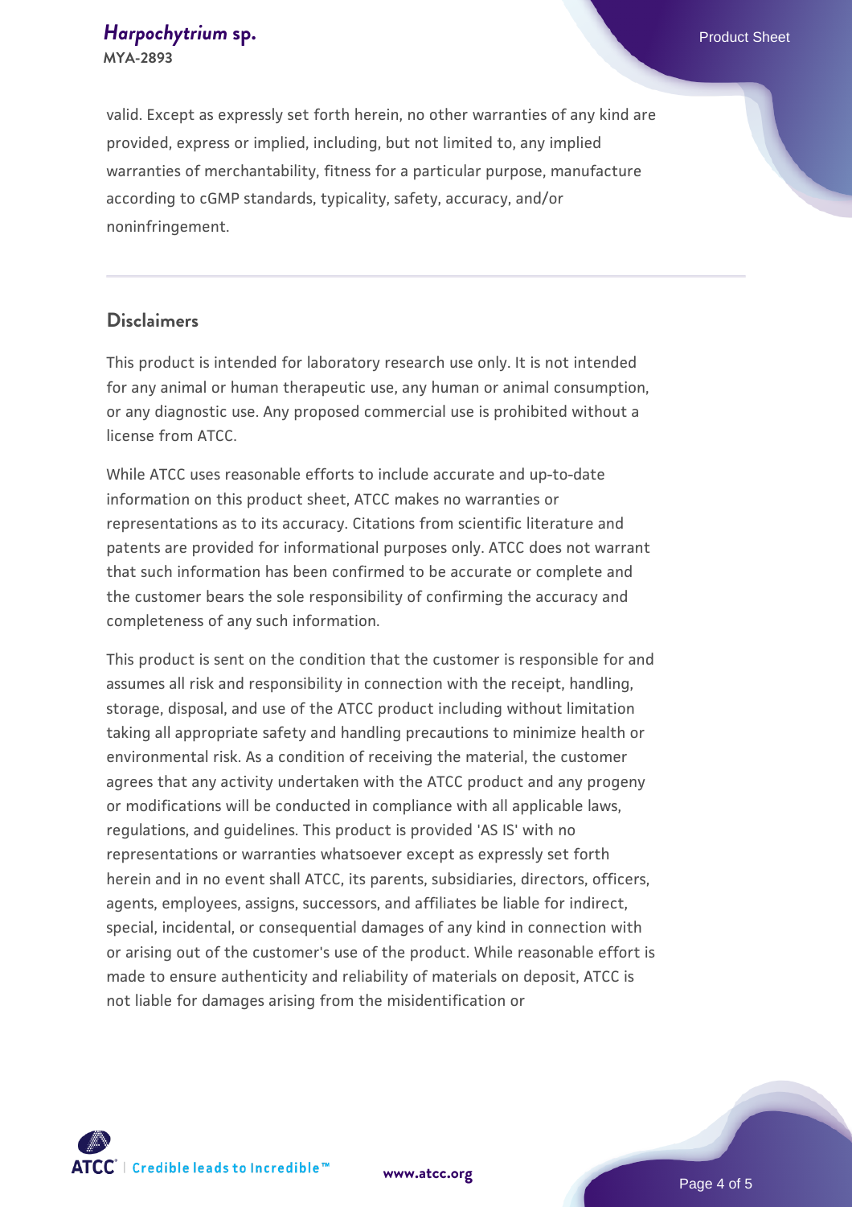valid. Except as expressly set forth herein, no other warranties of any kind are provided, express or implied, including, but not limited to, any implied warranties of merchantability, fitness for a particular purpose, manufacture according to cGMP standards, typicality, safety, accuracy, and/or noninfringement.

## Disclaimers

This product is intended for laboratory research use only. It is not intended for any animal or human therapeutic use, any human or animal consumption, or any diagnostic use. Any proposed commercial use is prohibited without a license from ATCC.

While ATCC uses reasonable efforts to include accurate and up-to-date information on this product sheet, ATCC makes no warranties or representations as to its accuracy. Citations from scientific literature and patents are provided for informational purposes only. ATCC does not warrant that such information has been confirmed to be accurate or complete and the customer bears the sole responsibility of confirming the accuracy and completeness of any such information.

This product is sent on the condition that the customer is responsible for and assumes all risk and responsibility in connection with the receipt, handling, storage, disposal, and use of the ATCC product including without limitation taking all appropriate safety and handling precautions to minimize health or environmental risk. As a condition of receiving the material, the customer agrees that any activity undertaken with the ATCC product and any progeny or modifications will be conducted in compliance with all applicable laws, regulations, and guidelines. This product is provided 'AS IS' with no representations or warranties whatsoever except as expressly set forth herein and in no event shall ATCC, its parents, subsidiaries, directors, officers, agents, employees, assigns, successors, and affiliates be liable for indirect, special, incidental, or consequential damages of any kind in connection with or arising out of the customer's use of the product. While reasonable effort is made to ensure authenticity and reliability of materials on deposit, ATCC is not liable for damages arising from the misidentification or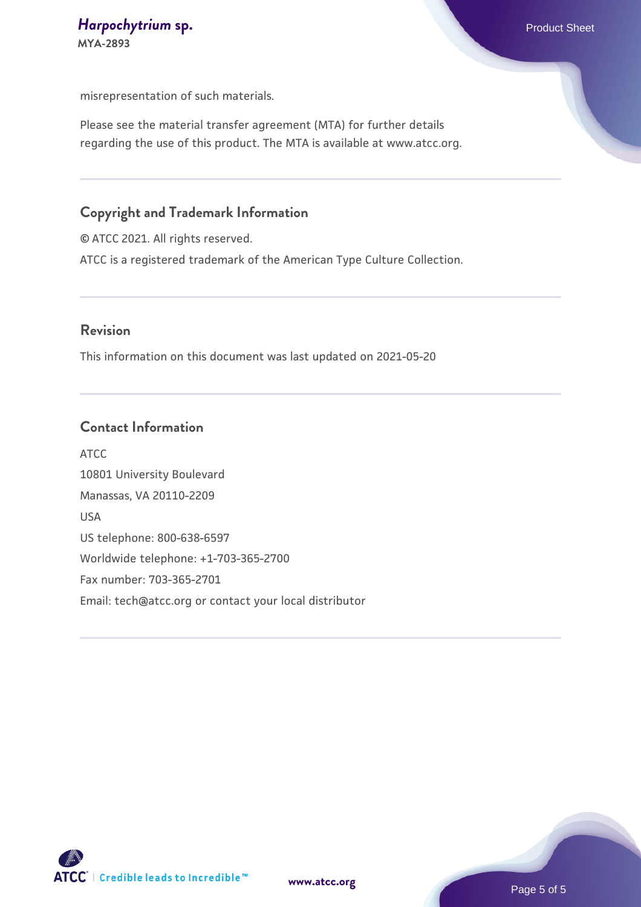misrepresentation of such materials.

Please see the material transfer agreement (MTA) for further details regarding the use of this product. The MTA is available at www.atcc.org.

## Copyright and Trademark Information

© ATCC 2021. All rights reserved.

ATCC is a registered trademark of the American Type Culture Collection.

## Revision

This information on this document was last updated on 2021-05-20

## Contact Information

ATCC

10801 University Boulevard

Manassas, VA 20110-2209

USA

US telephone: 800-638-6597

Worldwide telephone: +1-703-365-2700

Fax number: 703-365-2701

Email: tech@atcc.org or contact your local distributor